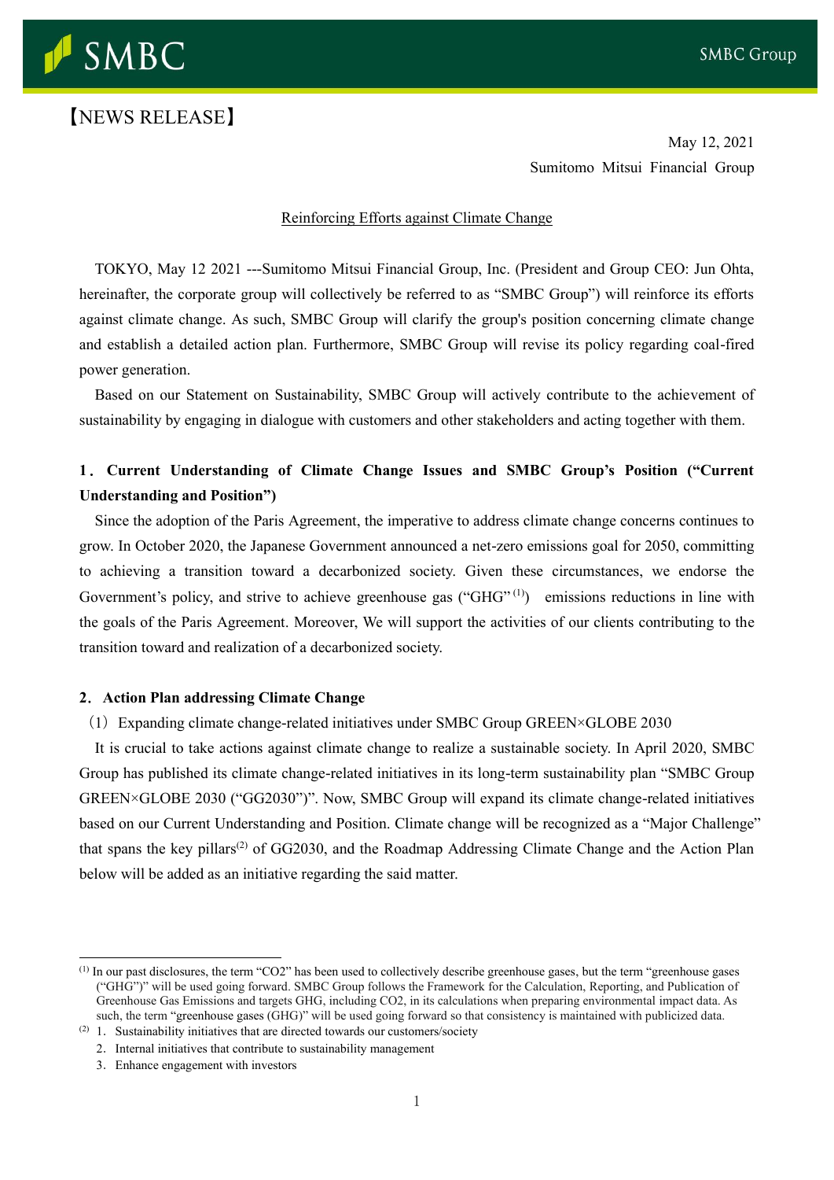【NEWS RELEASE】

May 12, 2021
Sumitomo Mitsui Financial Group

Reinforcing Efforts against Climate Change

TOKYO, May 12 2021 ---Sumitomo Mitsui Financial Group, Inc. (President and Group CEO: Jun Ohta, hereinafter, the corporate group will collectively be referred to as "SMBC Group") will reinforce its efforts against climate change. As such, SMBC Group will clarify the group's position concerning climate change and establish a detailed action plan. Furthermore, SMBC Group will revise its policy regarding coal-fired power generation.

Based on our Statement on Sustainability, SMBC Group will actively contribute to the achievement of sustainability by engaging in dialogue with customers and other stakeholders and acting together with them.

## 1．Current Understanding of Climate Change Issues and SMBC Group's Position ("Current Understanding and Position")

Since the adoption of the Paris Agreement, the imperative to address climate change concerns continues to grow. In October 2020, the Japanese Government announced a net-zero emissions goal for 2050, committing to achieving a transition toward a decarbonized society. Given these circumstances, we endorse the Government's policy, and strive to achieve greenhouse gas ("GHG"[1]) emissions reductions in line with the goals of the Paris Agreement. Moreover, We will support the activities of our clients contributing to the transition toward and realization of a decarbonized society.

## 2．Action Plan addressing Climate Change

（1）Expanding climate change-related initiatives under SMBC Group GREEN×GLOBE 2030

It is crucial to take actions against climate change to realize a sustainable society. In April 2020, SMBC Group has published its climate change-related initiatives in its long-term sustainability plan "SMBC Group GREEN×GLOBE 2030 ("GG2030")". Now, SMBC Group will expand its climate change-related initiatives based on our Current Understanding and Position. Climate change will be recognized as a "Major Challenge" that spans the key pillars[2] of GG2030, and the Roadmap Addressing Climate Change and the Action Plan below will be added as an initiative regarding the said matter.

---

[1] In our past disclosures, the term "CO2" has been used to collectively describe greenhouse gases, but the term "greenhouse gases ("GHG")" will be used going forward. SMBC Group follows the Framework for the Calculation, Reporting, and Publication of Greenhouse Gas Emissions and targets GHG, including CO2, in its calculations when preparing environmental impact data. As such, the term "greenhouse gases (GHG)" will be used going forward so that consistency is maintained with publicized data.

[2] 1. Sustainability initiatives that are directed towards our customers/society
2. Internal initiatives that contribute to sustainability management
3. Enhance engagement with investors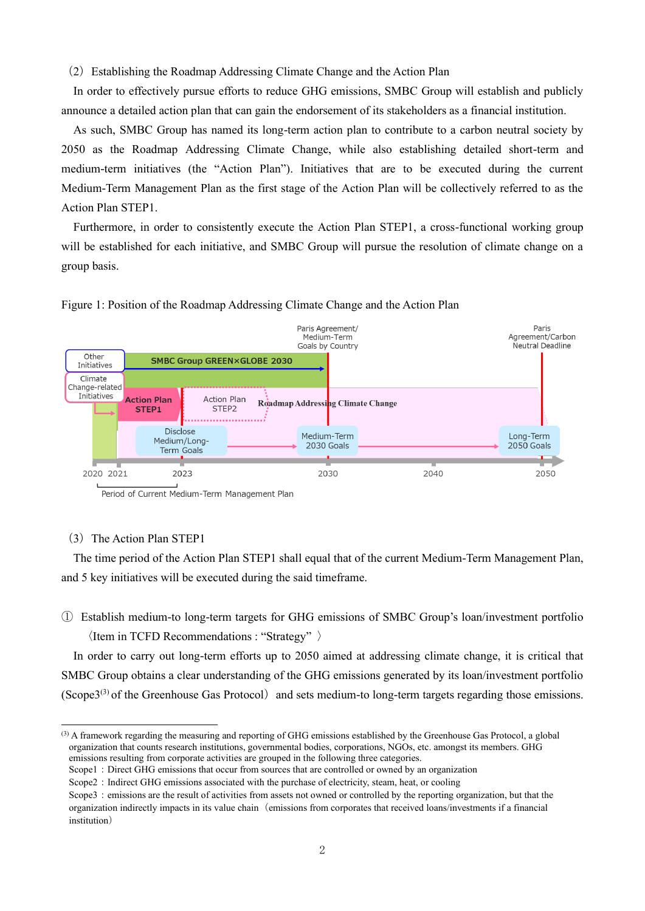## (2) Establishing the Roadmap Addressing Climate Change and the Action Plan

In order to effectively pursue efforts to reduce GHG emissions, SMBC Group will establish and publicly announce a detailed action plan that can gain the endorsement of its stakeholders as a financial institution.

As such, SMBC Group has named its long-term action plan to contribute to a carbon neutral society by 2050 as the Roadmap Addressing Climate Change, while also establishing detailed short-term and medium-term initiatives (the "Action Plan"). Initiatives that are to be executed during the current Medium-Term Management Plan as the first stage of the Action Plan will be collectively referred to as the Action Plan STEP1.

Furthermore, in order to consistently execute the Action Plan STEP1, a cross-functional working group will be established for each initiative, and SMBC Group will pursue the resolution of climate change on a group basis.

Figure 1: Position of the Roadmap Addressing Climate Change and the Action Plan

Other Initiatives | SMBC Group GREEN×GLOBE 2030

Climate Change-related Initiatives | Action Plan STEP1 | Action Plan STEP2 | Roadmap Addressing Climate Change

Disclose Medium/Long-Term Goals → Medium-Term 2030 Goals → Long-Term 2050 Goals

Paris Agreement/ Medium-Term Goals by Country (2030)

Paris Agreement/Carbon Neutral Deadline (2050)

2020 2021 2023 2030 2040 2050

Period of Current Medium-Term Management Plan

## (3) The Action Plan STEP1

The time period of the Action Plan STEP1 shall equal that of the current Medium-Term Management Plan, and 5 key initiatives will be executed during the said timeframe.

① Establish medium-to long-term targets for GHG emissions of SMBC Group's loan/investment portfolio 〈Item in TCFD Recommendations : "Strategy" 〉

In order to carry out long-term efforts up to 2050 aimed at addressing climate change, it is critical that SMBC Group obtains a clear understanding of the GHG emissions generated by its loan/investment portfolio (Scope3[3] of the Greenhouse Gas Protocol) and sets medium-to long-term targets regarding those emissions.

---

[3] A framework regarding the measuring and reporting of GHG emissions established by the Greenhouse Gas Protocol, a global organization that counts research institutions, governmental bodies, corporations, NGOs, etc. amongst its members. GHG emissions resulting from corporate activities are grouped in the following three categories.
Scope1 : Direct GHG emissions that occur from sources that are controlled or owned by an organization
Scope2 : Indirect GHG emissions associated with the purchase of electricity, steam, heat, or cooling
Scope3 : emissions are the result of activities from assets not owned or controlled by the reporting organization, but that the organization indirectly impacts in its value chain (emissions from corporates that received loans/investments if a financial institution)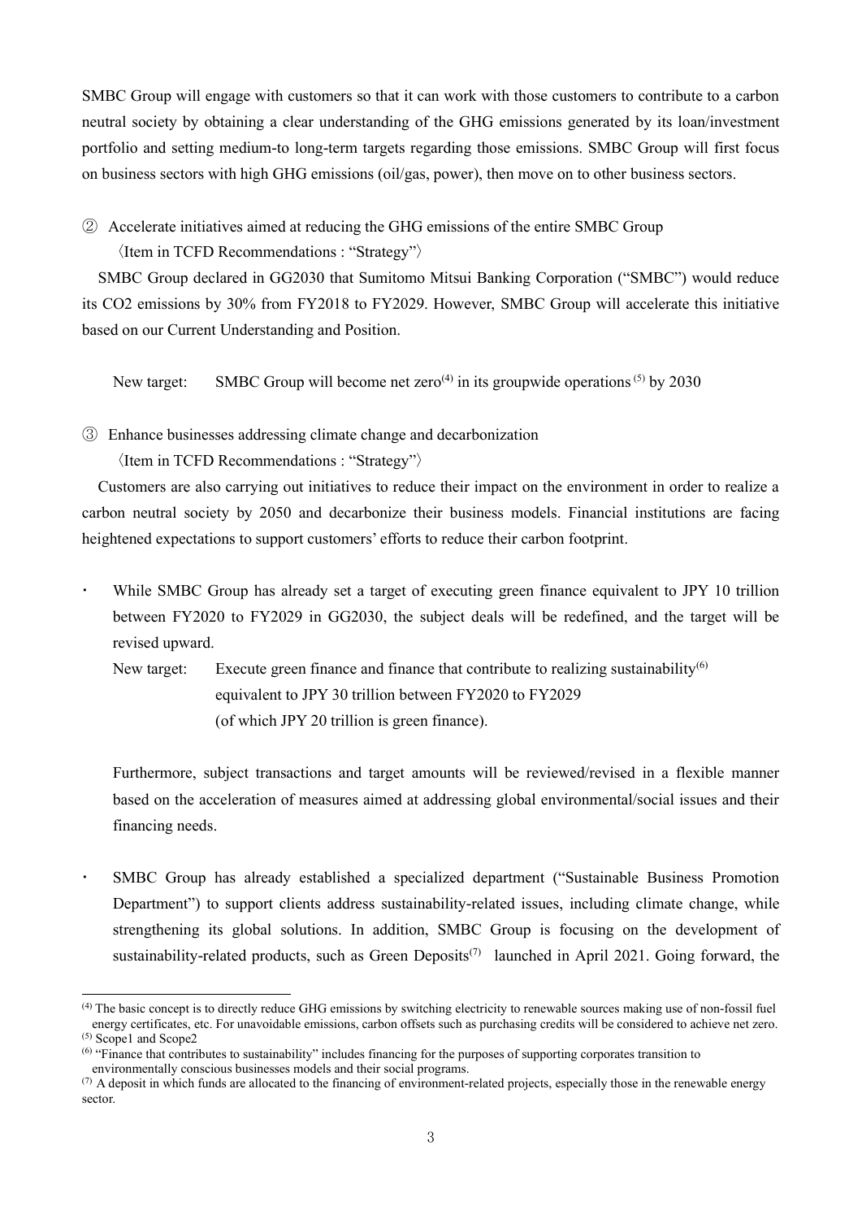SMBC Group will engage with customers so that it can work with those customers to contribute to a carbon neutral society by obtaining a clear understanding of the GHG emissions generated by its loan/investment portfolio and setting medium-to long-term targets regarding those emissions. SMBC Group will first focus on business sectors with high GHG emissions (oil/gas, power), then move on to other business sectors.

② Accelerate initiatives aimed at reducing the GHG emissions of the entire SMBC Group
〈Item in TCFD Recommendations : "Strategy"〉

SMBC Group declared in GG2030 that Sumitomo Mitsui Banking Corporation ("SMBC") would reduce its CO2 emissions by 30% from FY2018 to FY2029. However, SMBC Group will accelerate this initiative based on our Current Understanding and Position.

New target: SMBC Group will become net zero[4] in its groupwide operations[5] by 2030

③ Enhance businesses addressing climate change and decarbonization
〈Item in TCFD Recommendations : "Strategy"〉

Customers are also carrying out initiatives to reduce their impact on the environment in order to realize a carbon neutral society by 2050 and decarbonize their business models. Financial institutions are facing heightened expectations to support customers' efforts to reduce their carbon footprint.

- While SMBC Group has already set a target of executing green finance equivalent to JPY 10 trillion between FY2020 to FY2029 in GG2030, the subject deals will be redefined, and the target will be revised upward.

  New target: Execute green finance and finance that contribute to realizing sustainability[6] equivalent to JPY 30 trillion between FY2020 to FY2029 (of which JPY 20 trillion is green finance).

  Furthermore, subject transactions and target amounts will be reviewed/revised in a flexible manner based on the acceleration of measures aimed at addressing global environmental/social issues and their financing needs.

- SMBC Group has already established a specialized department ("Sustainable Business Promotion Department") to support clients address sustainability-related issues, including climate change, while strengthening its global solutions. In addition, SMBC Group is focusing on the development of sustainability-related products, such as Green Deposits[7] launched in April 2021. Going forward, the

---

[4] The basic concept is to directly reduce GHG emissions by switching electricity to renewable sources making use of non-fossil fuel energy certificates, etc. For unavoidable emissions, carbon offsets such as purchasing credits will be considered to achieve net zero.

[5] Scope1 and Scope2

[6] "Finance that contributes to sustainability" includes financing for the purposes of supporting corporates transition to environmentally conscious businesses models and their social programs.

[7] A deposit in which funds are allocated to the financing of environment-related projects, especially those in the renewable energy sector.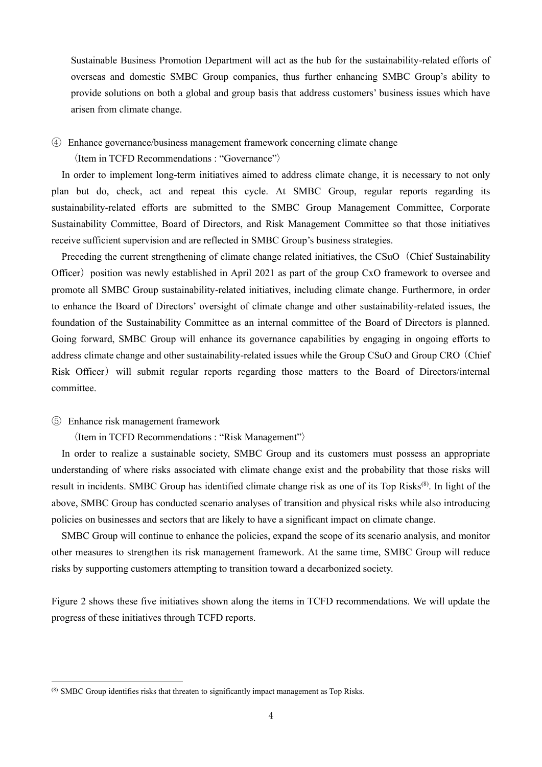Sustainable Business Promotion Department will act as the hub for the sustainability-related efforts of overseas and domestic SMBC Group companies, thus further enhancing SMBC Group's ability to provide solutions on both a global and group basis that address customers' business issues which have arisen from climate change.

④ Enhance governance/business management framework concerning climate change

〈Item in TCFD Recommendations : "Governance"〉

In order to implement long-term initiatives aimed to address climate change, it is necessary to not only plan but do, check, act and repeat this cycle. At SMBC Group, regular reports regarding its sustainability-related efforts are submitted to the SMBC Group Management Committee, Corporate Sustainability Committee, Board of Directors, and Risk Management Committee so that those initiatives receive sufficient supervision and are reflected in SMBC Group's business strategies.

Preceding the current strengthening of climate change related initiatives, the CSuO（Chief Sustainability Officer）position was newly established in April 2021 as part of the group CxO framework to oversee and promote all SMBC Group sustainability-related initiatives, including climate change. Furthermore, in order to enhance the Board of Directors' oversight of climate change and other sustainability-related issues, the foundation of the Sustainability Committee as an internal committee of the Board of Directors is planned. Going forward, SMBC Group will enhance its governance capabilities by engaging in ongoing efforts to address climate change and other sustainability-related issues while the Group CSuO and Group CRO（Chief Risk Officer）will submit regular reports regarding those matters to the Board of Directors/internal committee.

⑤ Enhance risk management framework

〈Item in TCFD Recommendations : "Risk Management"〉

In order to realize a sustainable society, SMBC Group and its customers must possess an appropriate understanding of where risks associated with climate change exist and the probability that those risks will result in incidents. SMBC Group has identified climate change risk as one of its Top Risks(8). In light of the above, SMBC Group has conducted scenario analyses of transition and physical risks while also introducing policies on businesses and sectors that are likely to have a significant impact on climate change.

SMBC Group will continue to enhance the policies, expand the scope of its scenario analysis, and monitor other measures to strengthen its risk management framework. At the same time, SMBC Group will reduce risks by supporting customers attempting to transition toward a decarbonized society.

Figure 2 shows these five initiatives shown along the items in TCFD recommendations. We will update the progress of these initiatives through TCFD reports.

---

(8) SMBC Group identifies risks that threaten to significantly impact management as Top Risks.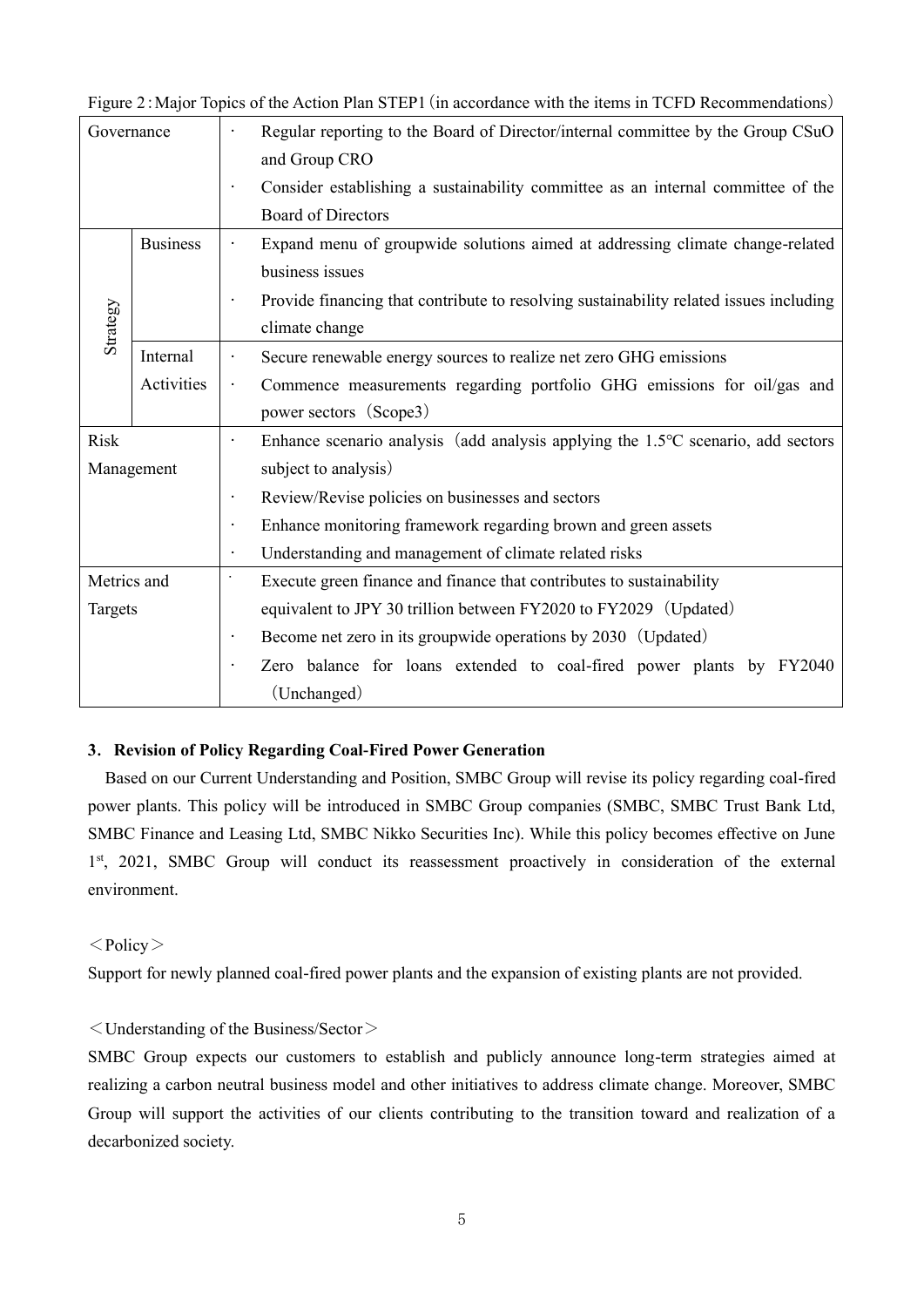Figure 2：Major Topics of the Action Plan STEP1（in accordance with the items in TCFD Recommendations）

| | | |
|---|---|---|
| Governance | | · Regular reporting to the Board of Director/internal committee by the Group CSuO and Group CRO<br>· Consider establishing a sustainability committee as an internal committee of the Board of Directors |
| Strategy | Business | · Expand menu of groupwide solutions aimed at addressing climate change-related business issues<br>· Provide financing that contribute to resolving sustainability related issues including climate change |
| | Internal Activities | · Secure renewable energy sources to realize net zero GHG emissions<br>· Commence measurements regarding portfolio GHG emissions for oil/gas and power sectors（Scope3） |
| Risk Management | | · Enhance scenario analysis（add analysis applying the 1.5℃ scenario, add sectors subject to analysis）<br>· Review/Revise policies on businesses and sectors<br>· Enhance monitoring framework regarding brown and green assets<br>· Understanding and management of climate related risks |
| Metrics and Targets | | · Execute green finance and finance that contributes to sustainability equivalent to JPY 30 trillion between FY2020 to FY2029（Updated）<br>· Become net zero in its groupwide operations by 2030（Updated）<br>· Zero balance for loans extended to coal-fired power plants by FY2040（Unchanged） |

### 3. Revision of Policy Regarding Coal-Fired Power Generation

Based on our Current Understanding and Position, SMBC Group will revise its policy regarding coal-fired power plants. This policy will be introduced in SMBC Group companies (SMBC, SMBC Trust Bank Ltd, SMBC Finance and Leasing Ltd, SMBC Nikko Securities Inc). While this policy becomes effective on June 1st, 2021, SMBC Group will conduct its reassessment proactively in consideration of the external environment.

＜Policy＞

Support for newly planned coal-fired power plants and the expansion of existing plants are not provided.

＜Understanding of the Business/Sector＞

SMBC Group expects our customers to establish and publicly announce long-term strategies aimed at realizing a carbon neutral business model and other initiatives to address climate change. Moreover, SMBC Group will support the activities of our clients contributing to the transition toward and realization of a decarbonized society.